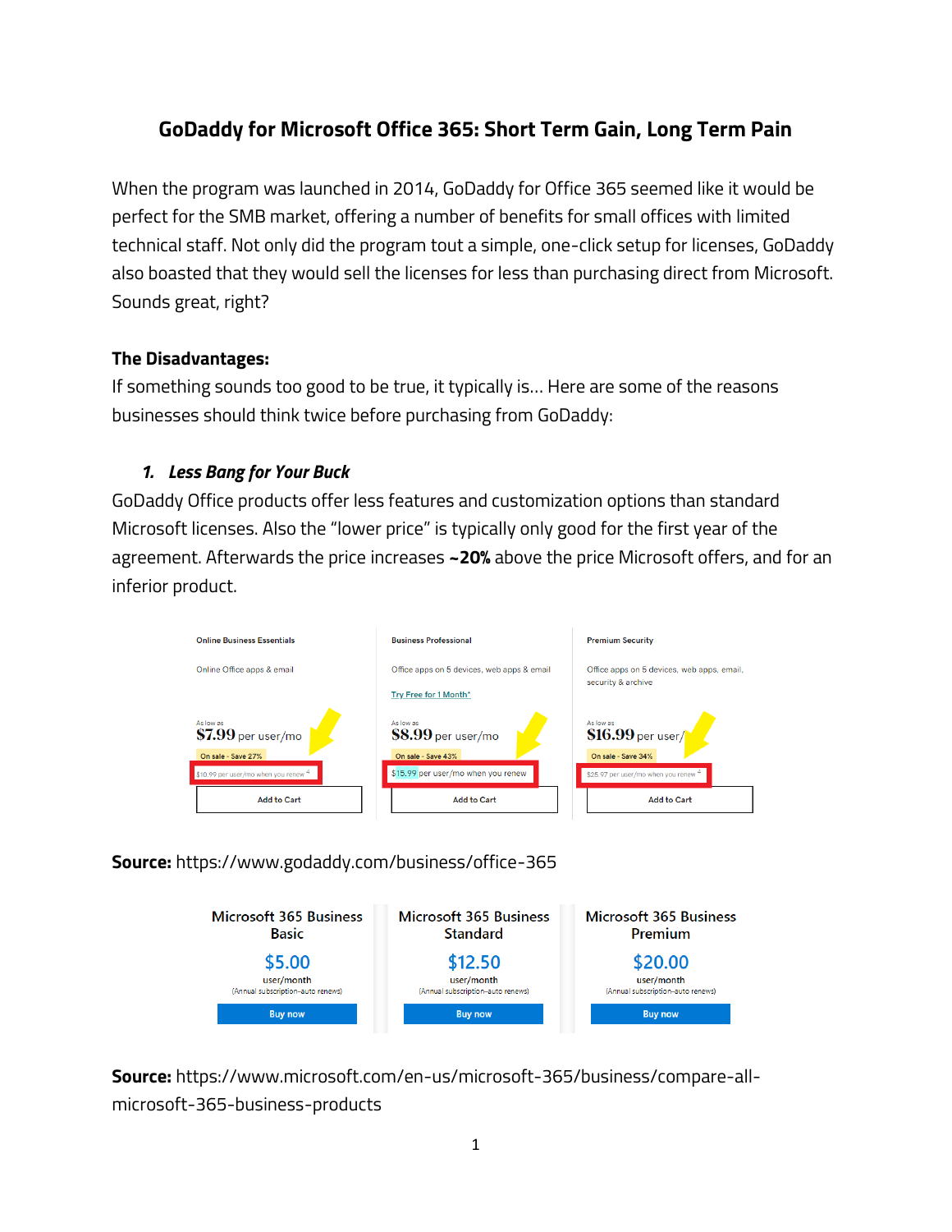# GoDaddy for Microsoft Office 365: Short Term Gain, Long Term Pain

When the program was launched in 2014, GoDaddy for Office 365 seemed like it would be perfect for the SMB market, offering a number of benefits for small offices with limited technical staff. Not only did the program tout a simple, one-click setup for licenses, GoDaddy also boasted that they would sell the licenses for less than purchasing direct from Microsoft. Sounds great, right?

**The Disadvantages:**

If something sounds too good to be true, it typically is… Here are some of the reasons businesses should think twice before purchasing from GoDaddy:

1. ***Less Bang for Your Buck***

GoDaddy Office products offer less features and customization options than standard Microsoft licenses. Also the "lower price" is typically only good for the first year of the agreement. Afterwards the price increases **~20%** above the price Microsoft offers, and for an inferior product.

| Online Business Essentials | Business Professional | Premium Security |
| --- | --- | --- |
| Online Office apps & email | Office apps on 5 devices, web apps & email | Office apps on 5 devices, web apps, email, security & archive |
| | Try Free for 1 Month* | |
| As low as $7.99 per user/mo | As low as $8.99 per user/mo | As low as $16.99 per user/ |
| On sale - Save 27% | On sale - Save 43% | On sale - Save 34% |
| $10.99 per user/mo when you renew | $15.99 per user/mo when you renew | $25.97 per user/mo when you renew |
| Add to Cart | Add to Cart | Add to Cart |

**Source:** https://www.godaddy.com/business/office-365

| Microsoft 365 Business Basic | Microsoft 365 Business Standard | Microsoft 365 Business Premium |
| --- | --- | --- |
| $5.00 user/month (Annual subscription–auto renews) | $12.50 user/month (Annual subscription–auto renews) | $20.00 user/month (Annual subscription–auto renews) |
| Buy now | Buy now | Buy now |

**Source:** https://www.microsoft.com/en-us/microsoft-365/business/compare-all-microsoft-365-business-products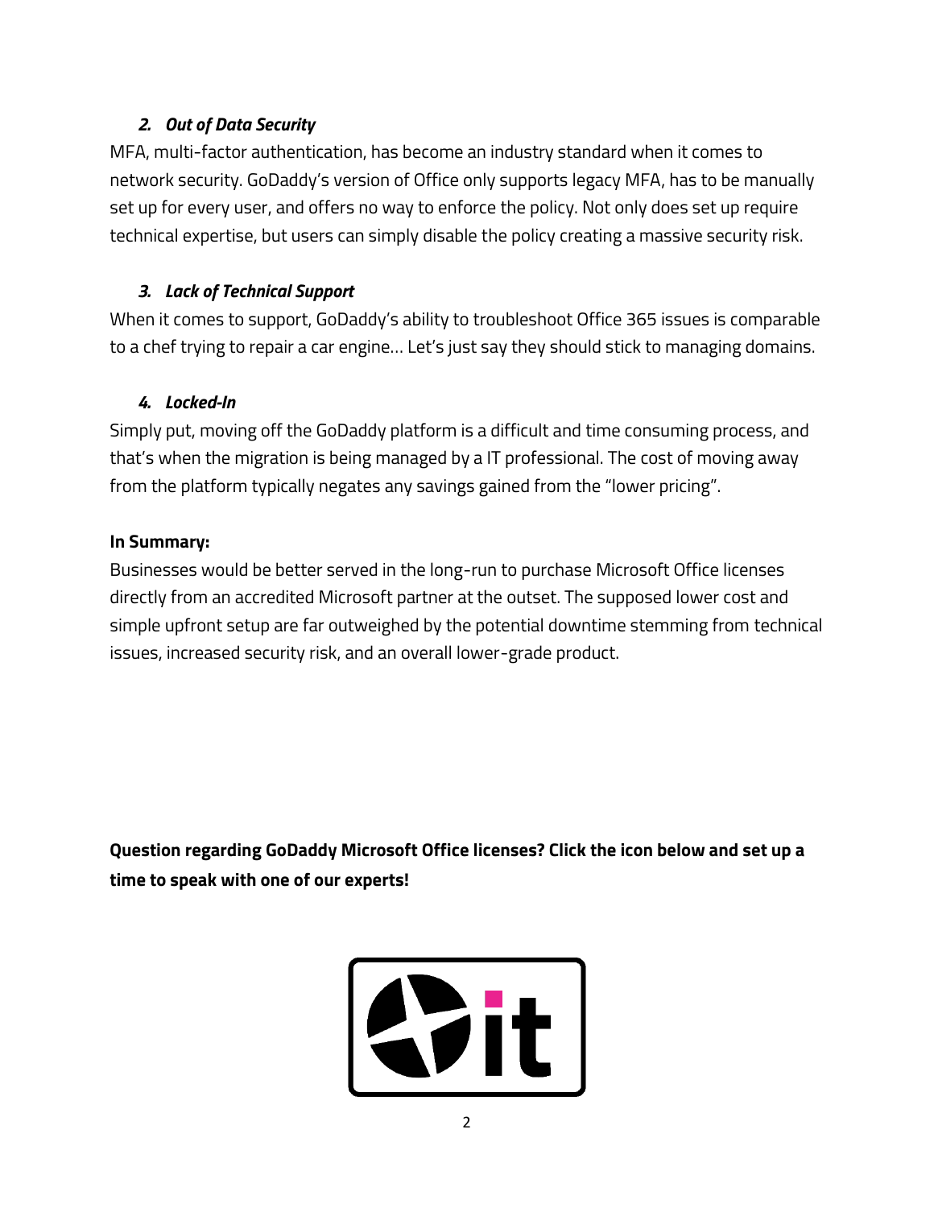### *2. Out of Data Security*

MFA, multi-factor authentication, has become an industry standard when it comes to network security. GoDaddy's version of Office only supports legacy MFA, has to be manually set up for every user, and offers no way to enforce the policy. Not only does set up require technical expertise, but users can simply disable the policy creating a massive security risk.

### *3. Lack of Technical Support*

When it comes to support, GoDaddy's ability to troubleshoot Office 365 issues is comparable to a chef trying to repair a car engine… Let's just say they should stick to managing domains.

### *4. Locked-In*

Simply put, moving off the GoDaddy platform is a difficult and time consuming process, and that's when the migration is being managed by a IT professional. The cost of moving away from the platform typically negates any savings gained from the "lower pricing".

**In Summary:**

Businesses would be better served in the long-run to purchase Microsoft Office licenses directly from an accredited Microsoft partner at the outset. The supposed lower cost and simple upfront setup are far outweighed by the potential downtime stemming from technical issues, increased security risk, and an overall lower-grade product.

**Question regarding GoDaddy Microsoft Office licenses? Click the icon below and set up a time to speak with one of our experts!**